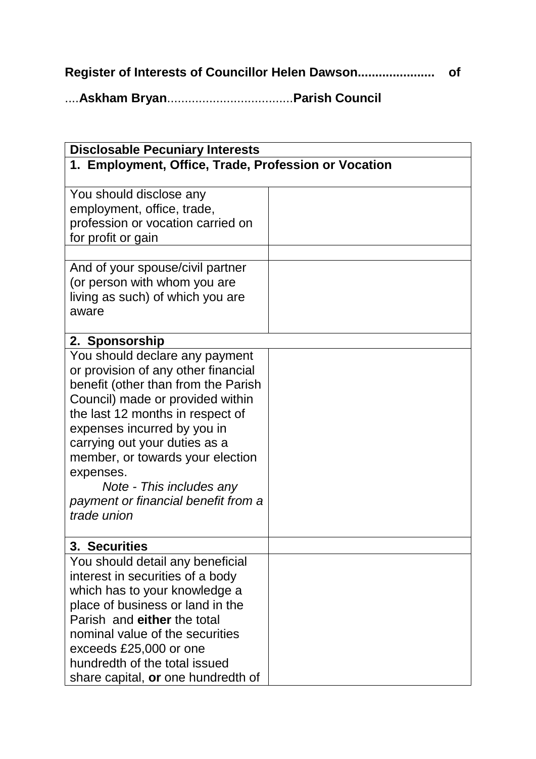**Register of Interests of Councillor Helen Dawson..................... of**

....**Askham Bryan**....................................**Parish Council**

| **Disclosable Pecuniary Interests** | |
|---|---|
| **1. Employment, Office, Trade, Profession or Vocation** | |
| You should disclose any employment, office, trade, profession or vocation carried on for profit or gain | |
| | |
| And of your spouse/civil partner (or person with whom you are living as such) of which you are aware | |
| **2. Sponsorship** | |
| You should declare any payment or provision of any other financial benefit (other than from the Parish Council) made or provided within the last 12 months in respect of expenses incurred by you in carrying out your duties as a member, or towards your election expenses. *Note - This includes any payment or financial benefit from a trade union* | |
| **3. Securities** | |
| You should detail any beneficial interest in securities of a body which has to your knowledge a place of business or land in the Parish and **either** the total nominal value of the securities exceeds £25,000 or one hundredth of the total issued share capital, **or** one hundredth of | |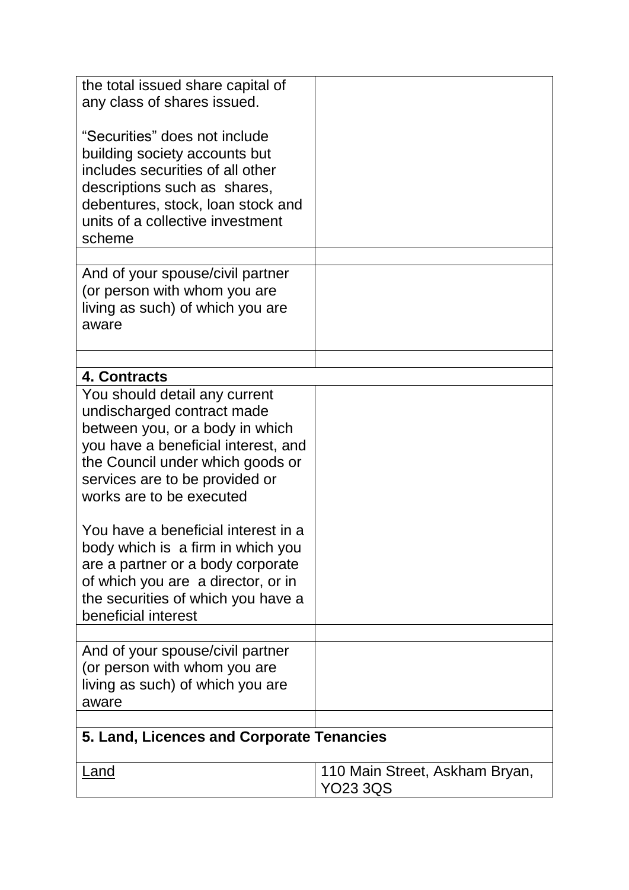| | |
|---|---|
| the total issued share capital of any class of shares issued.<br><br>"Securities" does not include building society accounts but includes securities of all other descriptions such as shares, debentures, stock, loan stock and units of a collective investment scheme | |
| | |
| And of your spouse/civil partner (or person with whom you are living as such) of which you are aware | |
| | |
| **4. Contracts** | |
| You should detail any current undischarged contract made between you, or a body in which you have a beneficial interest, and the Council under which goods or services are to be provided or works are to be executed<br><br>You have a beneficial interest in a body which is a firm in which you are a partner or a body corporate of which you are a director, or in the securities of which you have a beneficial interest | |
| | |
| And of your spouse/civil partner (or person with whom you are living as such) of which you are aware | |
| | |
| **5. Land, Licences and Corporate Tenancies** | |
| Land | 110 Main Street, Askham Bryan, YO23 3QS |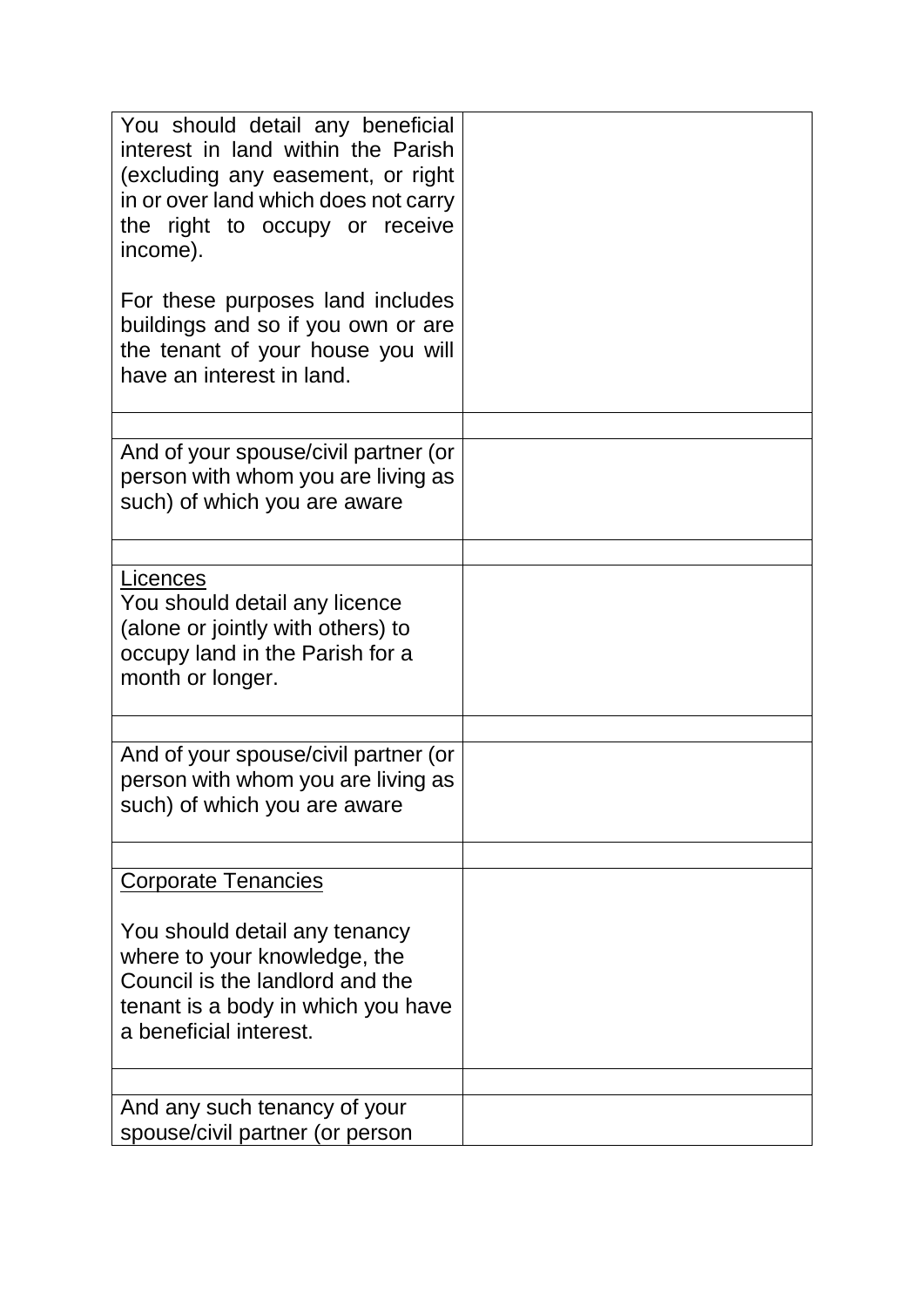| | |
|---|---|
| You should detail any beneficial interest in land within the Parish (excluding any easement, or right in or over land which does not carry the right to occupy or receive income).<br><br>For these purposes land includes buildings and so if you own or are the tenant of your house you will have an interest in land. | |
| | |
| And of your spouse/civil partner (or person with whom you are living as such) of which you are aware | |
| | |
| <u>Licences</u><br>You should detail any licence (alone or jointly with others) to occupy land in the Parish for a month or longer. | |
| | |
| And of your spouse/civil partner (or person with whom you are living as such) of which you are aware | |
| | |
| <u>Corporate Tenancies</u><br><br>You should detail any tenancy where to your knowledge, the Council is the landlord and the tenant is a body in which you have a beneficial interest. | |
| | |
| And any such tenancy of your spouse/civil partner (or person | |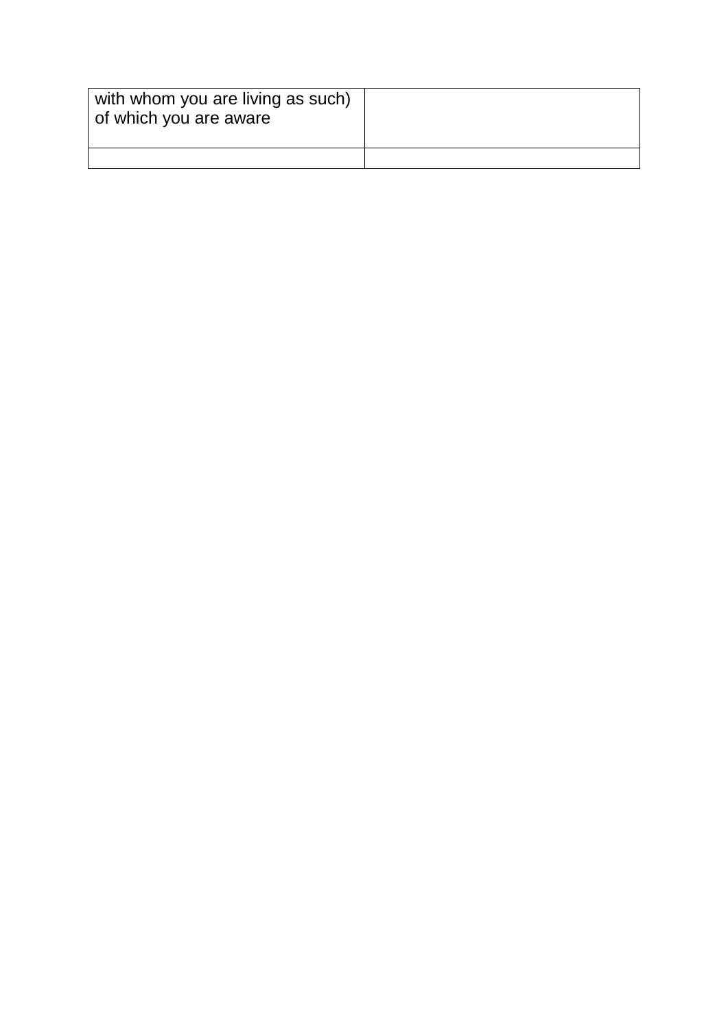| | |
|---|---|
| with whom you are living as such) of which you are aware | |
| | |